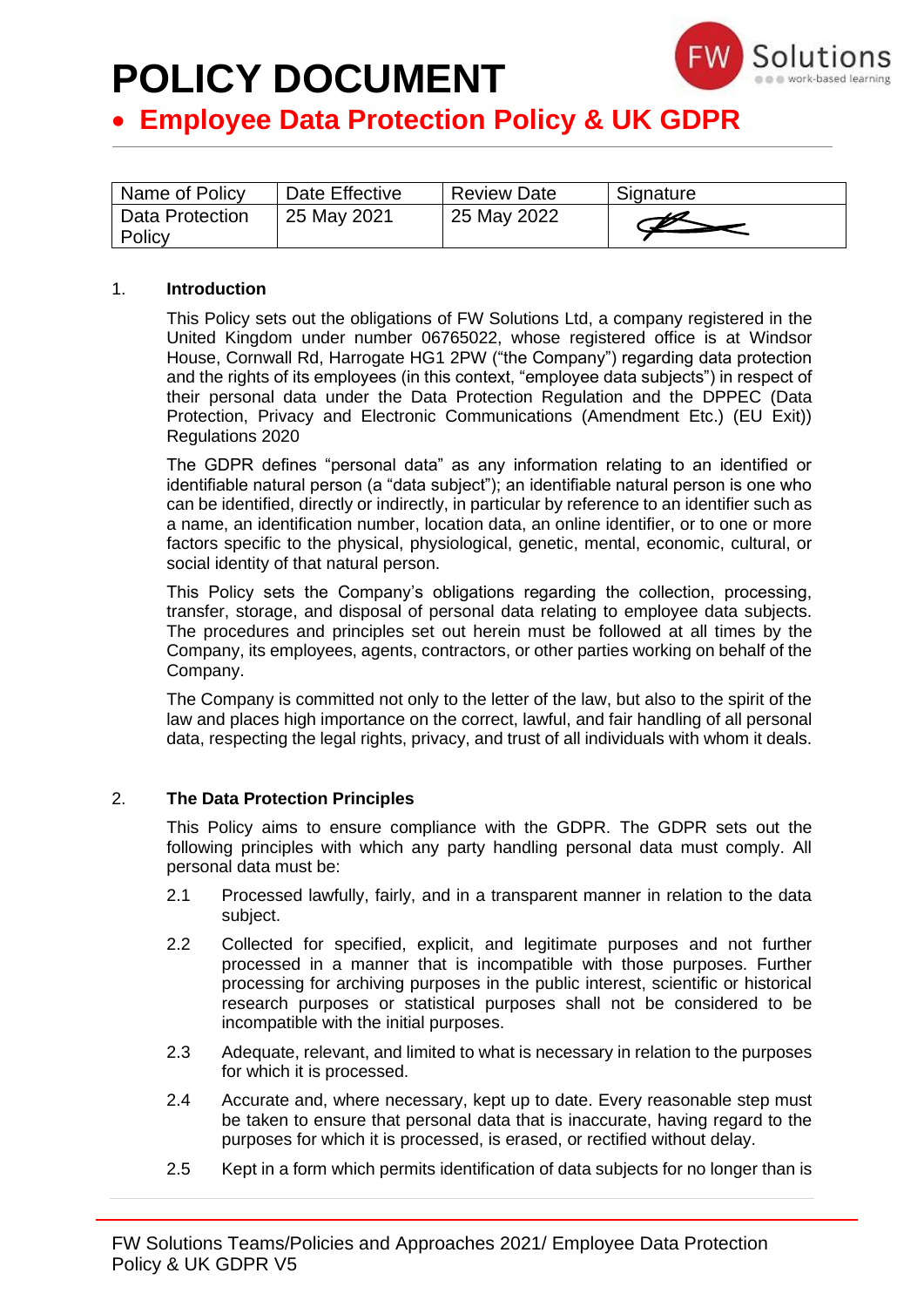# POLICY DOCUMENT

## • Employee Data Protection Policy & UK GDPR

| Name of Policy | Date Effective | Review Date | Signature |
|---|---|---|---|
| Data Protection Policy | 25 May 2021 | 25 May 2022 | |

1. **Introduction**

   This Policy sets out the obligations of FW Solutions Ltd, a company registered in the United Kingdom under number 06765022, whose registered office is at Windsor House, Cornwall Rd, Harrogate HG1 2PW ("the Company") regarding data protection and the rights of its employees (in this context, "employee data subjects") in respect of their personal data under the Data Protection Regulation and the DPPEC (Data Protection, Privacy and Electronic Communications (Amendment Etc.) (EU Exit)) Regulations 2020

   The GDPR defines "personal data" as any information relating to an identified or identifiable natural person (a "data subject"); an identifiable natural person is one who can be identified, directly or indirectly, in particular by reference to an identifier such as a name, an identification number, location data, an online identifier, or to one or more factors specific to the physical, physiological, genetic, mental, economic, cultural, or social identity of that natural person.

   This Policy sets the Company's obligations regarding the collection, processing, transfer, storage, and disposal of personal data relating to employee data subjects. The procedures and principles set out herein must be followed at all times by the Company, its employees, agents, contractors, or other parties working on behalf of the Company.

   The Company is committed not only to the letter of the law, but also to the spirit of the law and places high importance on the correct, lawful, and fair handling of all personal data, respecting the legal rights, privacy, and trust of all individuals with whom it deals.

2. **The Data Protection Principles**

   This Policy aims to ensure compliance with the GDPR. The GDPR sets out the following principles with which any party handling personal data must comply. All personal data must be:

   2.1 Processed lawfully, fairly, and in a transparent manner in relation to the data subject.

   2.2 Collected for specified, explicit, and legitimate purposes and not further processed in a manner that is incompatible with those purposes. Further processing for archiving purposes in the public interest, scientific or historical research purposes or statistical purposes shall not be considered to be incompatible with the initial purposes.

   2.3 Adequate, relevant, and limited to what is necessary in relation to the purposes for which it is processed.

   2.4 Accurate and, where necessary, kept up to date. Every reasonable step must be taken to ensure that personal data that is inaccurate, having regard to the purposes for which it is processed, is erased, or rectified without delay.

   2.5 Kept in a form which permits identification of data subjects for no longer than is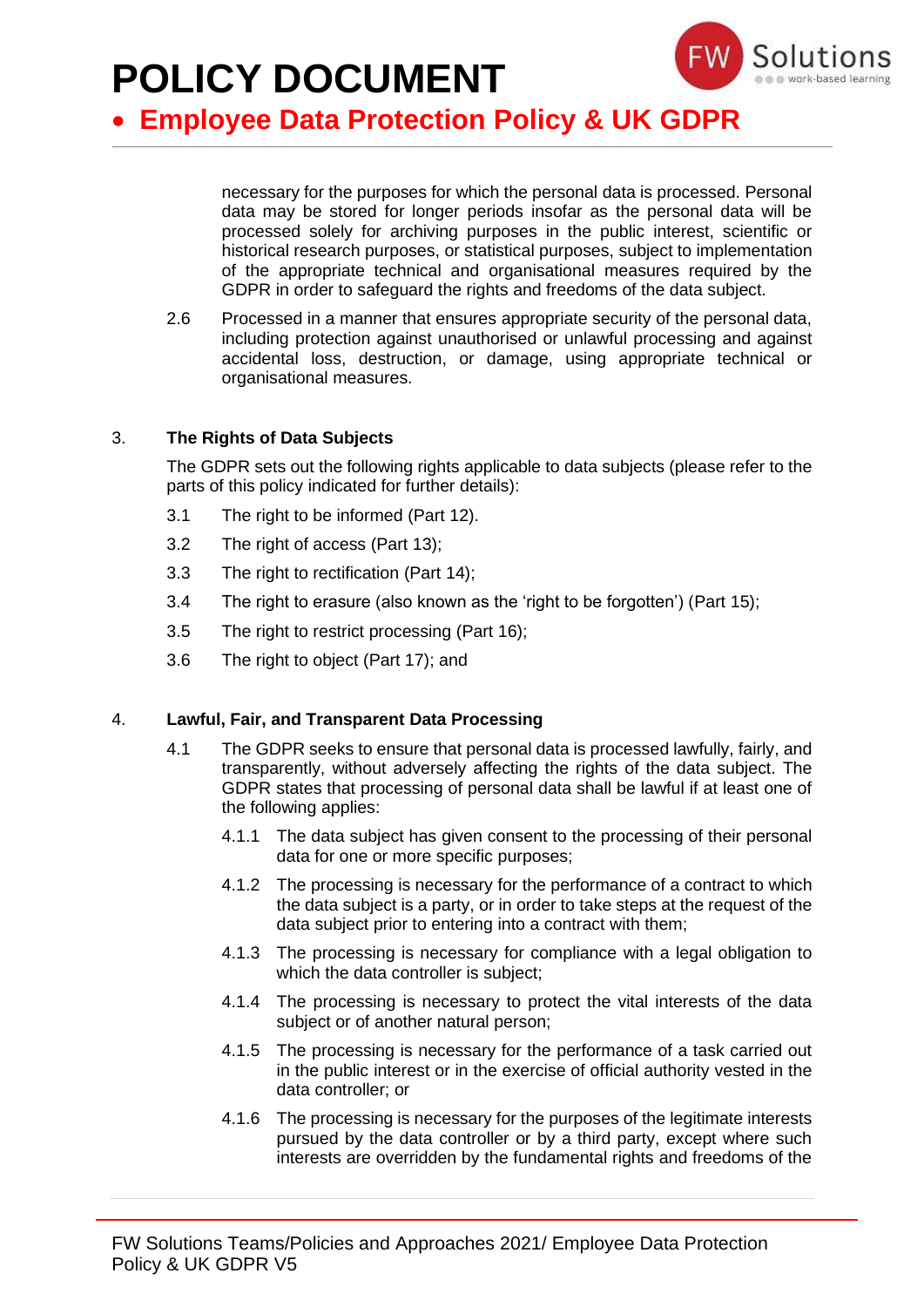necessary for the purposes for which the personal data is processed. Personal data may be stored for longer periods insofar as the personal data will be processed solely for archiving purposes in the public interest, scientific or historical research purposes, or statistical purposes, subject to implementation of the appropriate technical and organisational measures required by the GDPR in order to safeguard the rights and freedoms of the data subject.

2.6 Processed in a manner that ensures appropriate security of the personal data, including protection against unauthorised or unlawful processing and against accidental loss, destruction, or damage, using appropriate technical or organisational measures.

## 3. The Rights of Data Subjects

The GDPR sets out the following rights applicable to data subjects (please refer to the parts of this policy indicated for further details):

3.1 The right to be informed (Part 12).

3.2 The right of access (Part 13);

3.3 The right to rectification (Part 14);

3.4 The right to erasure (also known as the 'right to be forgotten') (Part 15);

3.5 The right to restrict processing (Part 16);

3.6 The right to object (Part 17); and

## 4. Lawful, Fair, and Transparent Data Processing

4.1 The GDPR seeks to ensure that personal data is processed lawfully, fairly, and transparently, without adversely affecting the rights of the data subject. The GDPR states that processing of personal data shall be lawful if at least one of the following applies:

4.1.1 The data subject has given consent to the processing of their personal data for one or more specific purposes;

4.1.2 The processing is necessary for the performance of a contract to which the data subject is a party, or in order to take steps at the request of the data subject prior to entering into a contract with them;

4.1.3 The processing is necessary for compliance with a legal obligation to which the data controller is subject;

4.1.4 The processing is necessary to protect the vital interests of the data subject or of another natural person;

4.1.5 The processing is necessary for the performance of a task carried out in the public interest or in the exercise of official authority vested in the data controller; or

4.1.6 The processing is necessary for the purposes of the legitimate interests pursued by the data controller or by a third party, except where such interests are overridden by the fundamental rights and freedoms of the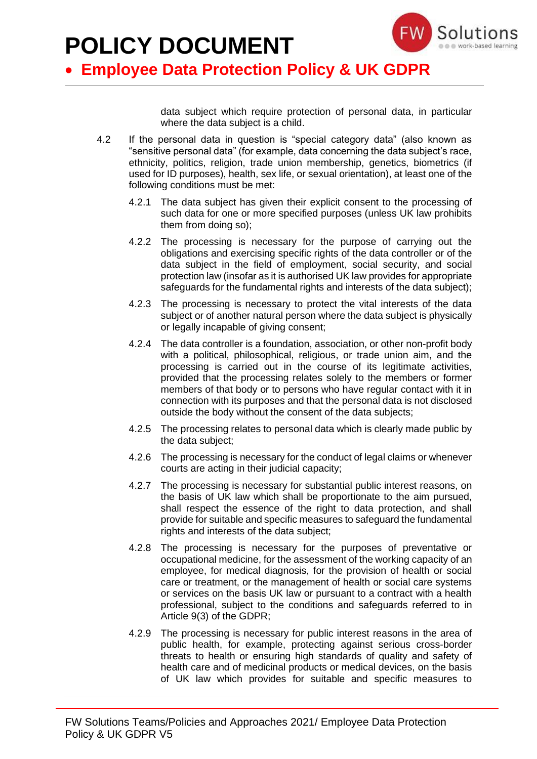data subject which require protection of personal data, in particular where the data subject is a child.

4.2 If the personal data in question is "special category data" (also known as "sensitive personal data" (for example, data concerning the data subject's race, ethnicity, politics, religion, trade union membership, genetics, biometrics (if used for ID purposes), health, sex life, or sexual orientation), at least one of the following conditions must be met:

4.2.1 The data subject has given their explicit consent to the processing of such data for one or more specified purposes (unless UK law prohibits them from doing so);

4.2.2 The processing is necessary for the purpose of carrying out the obligations and exercising specific rights of the data controller or of the data subject in the field of employment, social security, and social protection law (insofar as it is authorised UK law provides for appropriate safeguards for the fundamental rights and interests of the data subject);

4.2.3 The processing is necessary to protect the vital interests of the data subject or of another natural person where the data subject is physically or legally incapable of giving consent;

4.2.4 The data controller is a foundation, association, or other non-profit body with a political, philosophical, religious, or trade union aim, and the processing is carried out in the course of its legitimate activities, provided that the processing relates solely to the members or former members of that body or to persons who have regular contact with it in connection with its purposes and that the personal data is not disclosed outside the body without the consent of the data subjects;

4.2.5 The processing relates to personal data which is clearly made public by the data subject;

4.2.6 The processing is necessary for the conduct of legal claims or whenever courts are acting in their judicial capacity;

4.2.7 The processing is necessary for substantial public interest reasons, on the basis of UK law which shall be proportionate to the aim pursued, shall respect the essence of the right to data protection, and shall provide for suitable and specific measures to safeguard the fundamental rights and interests of the data subject;

4.2.8 The processing is necessary for the purposes of preventative or occupational medicine, for the assessment of the working capacity of an employee, for medical diagnosis, for the provision of health or social care or treatment, or the management of health or social care systems or services on the basis UK law or pursuant to a contract with a health professional, subject to the conditions and safeguards referred to in Article 9(3) of the GDPR;

4.2.9 The processing is necessary for public interest reasons in the area of public health, for example, protecting against serious cross-border threats to health or ensuring high standards of quality and safety of health care and of medicinal products or medical devices, on the basis of UK law which provides for suitable and specific measures to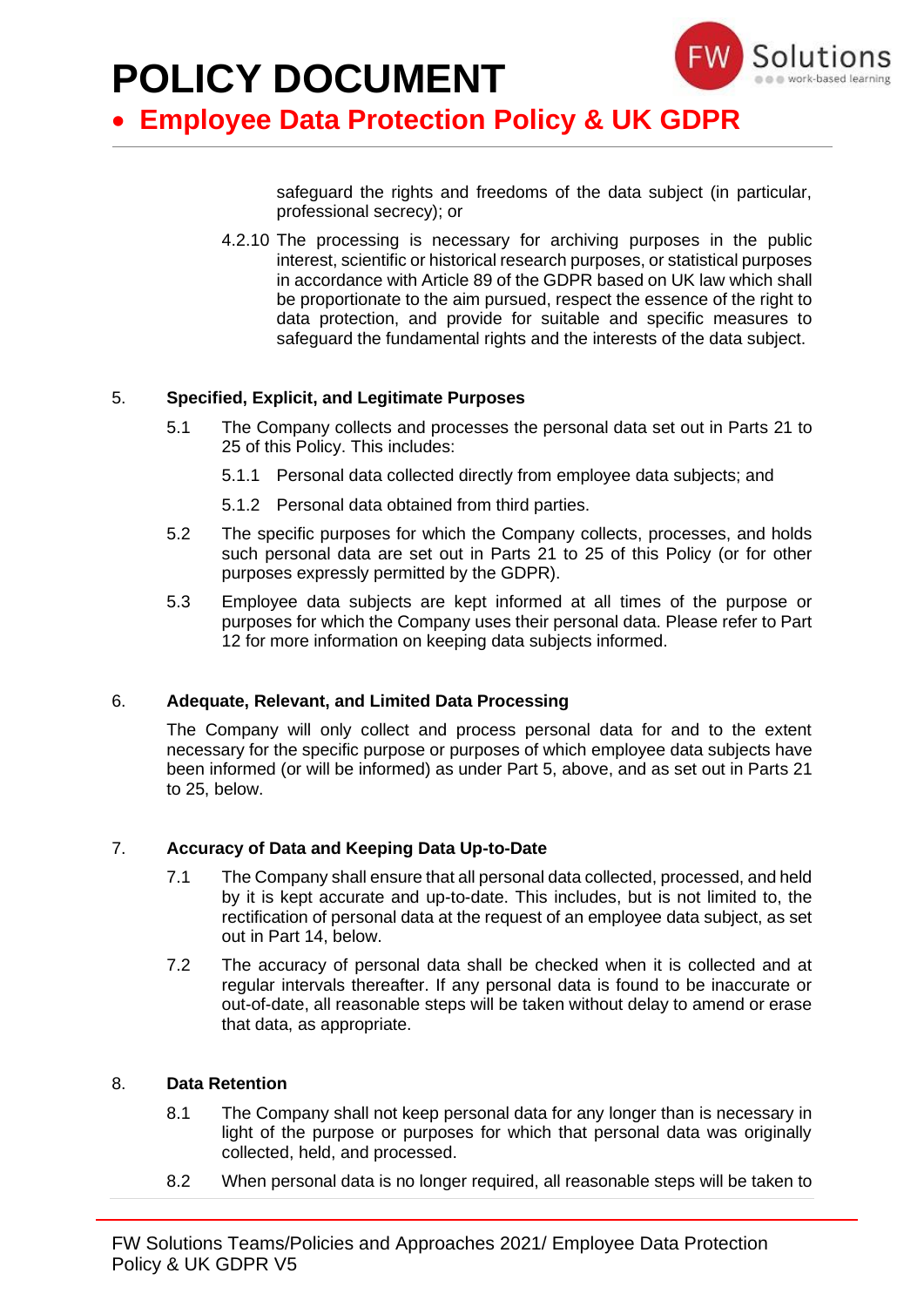safeguard the rights and freedoms of the data subject (in particular, professional secrecy); or

4.2.10 The processing is necessary for archiving purposes in the public interest, scientific or historical research purposes, or statistical purposes in accordance with Article 89 of the GDPR based on UK law which shall be proportionate to the aim pursued, respect the essence of the right to data protection, and provide for suitable and specific measures to safeguard the fundamental rights and the interests of the data subject.

## 5. Specified, Explicit, and Legitimate Purposes

5.1 The Company collects and processes the personal data set out in Parts 21 to 25 of this Policy. This includes:

5.1.1 Personal data collected directly from employee data subjects; and

5.1.2 Personal data obtained from third parties.

5.2 The specific purposes for which the Company collects, processes, and holds such personal data are set out in Parts 21 to 25 of this Policy (or for other purposes expressly permitted by the GDPR).

5.3 Employee data subjects are kept informed at all times of the purpose or purposes for which the Company uses their personal data. Please refer to Part 12 for more information on keeping data subjects informed.

## 6. Adequate, Relevant, and Limited Data Processing

The Company will only collect and process personal data for and to the extent necessary for the specific purpose or purposes of which employee data subjects have been informed (or will be informed) as under Part 5, above, and as set out in Parts 21 to 25, below.

## 7. Accuracy of Data and Keeping Data Up-to-Date

7.1 The Company shall ensure that all personal data collected, processed, and held by it is kept accurate and up-to-date. This includes, but is not limited to, the rectification of personal data at the request of an employee data subject, as set out in Part 14, below.

7.2 The accuracy of personal data shall be checked when it is collected and at regular intervals thereafter. If any personal data is found to be inaccurate or out-of-date, all reasonable steps will be taken without delay to amend or erase that data, as appropriate.

## 8. Data Retention

8.1 The Company shall not keep personal data for any longer than is necessary in light of the purpose or purposes for which that personal data was originally collected, held, and processed.

8.2 When personal data is no longer required, all reasonable steps will be taken to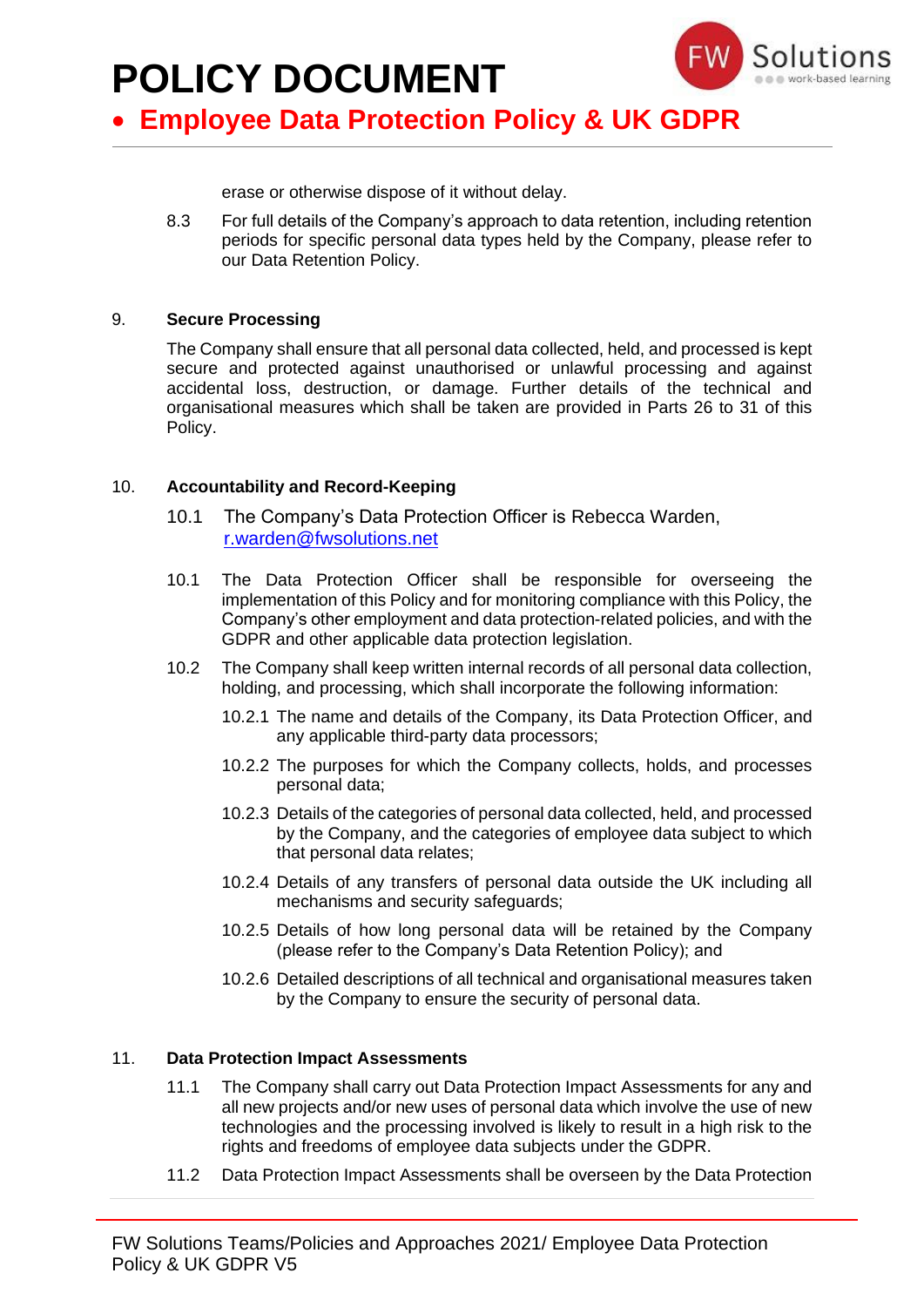erase or otherwise dispose of it without delay.

8.3 For full details of the Company's approach to data retention, including retention periods for specific personal data types held by the Company, please refer to our Data Retention Policy.

## 9. Secure Processing

The Company shall ensure that all personal data collected, held, and processed is kept secure and protected against unauthorised or unlawful processing and against accidental loss, destruction, or damage. Further details of the technical and organisational measures which shall be taken are provided in Parts 26 to 31 of this Policy.

## 10. Accountability and Record-Keeping

10.1 The Company's Data Protection Officer is Rebecca Warden, r.warden@fwsolutions.net

10.1 The Data Protection Officer shall be responsible for overseeing the implementation of this Policy and for monitoring compliance with this Policy, the Company's other employment and data protection-related policies, and with the GDPR and other applicable data protection legislation.

10.2 The Company shall keep written internal records of all personal data collection, holding, and processing, which shall incorporate the following information:

10.2.1 The name and details of the Company, its Data Protection Officer, and any applicable third-party data processors;

10.2.2 The purposes for which the Company collects, holds, and processes personal data;

10.2.3 Details of the categories of personal data collected, held, and processed by the Company, and the categories of employee data subject to which that personal data relates;

10.2.4 Details of any transfers of personal data outside the UK including all mechanisms and security safeguards;

10.2.5 Details of how long personal data will be retained by the Company (please refer to the Company's Data Retention Policy); and

10.2.6 Detailed descriptions of all technical and organisational measures taken by the Company to ensure the security of personal data.

## 11. Data Protection Impact Assessments

11.1 The Company shall carry out Data Protection Impact Assessments for any and all new projects and/or new uses of personal data which involve the use of new technologies and the processing involved is likely to result in a high risk to the rights and freedoms of employee data subjects under the GDPR.

11.2 Data Protection Impact Assessments shall be overseen by the Data Protection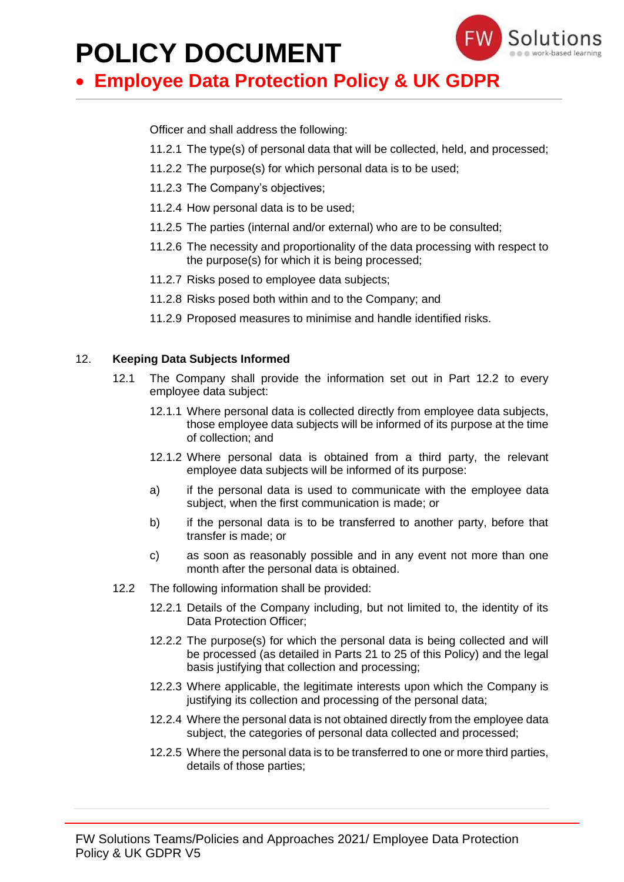Officer and shall address the following:

11.2.1 The type(s) of personal data that will be collected, held, and processed;

11.2.2 The purpose(s) for which personal data is to be used;

11.2.3 The Company's objectives;

11.2.4 How personal data is to be used;

11.2.5 The parties (internal and/or external) who are to be consulted;

11.2.6 The necessity and proportionality of the data processing with respect to the purpose(s) for which it is being processed;

11.2.7 Risks posed to employee data subjects;

11.2.8 Risks posed both within and to the Company; and

11.2.9 Proposed measures to minimise and handle identified risks.

## 12. Keeping Data Subjects Informed

12.1 The Company shall provide the information set out in Part 12.2 to every employee data subject:

12.1.1 Where personal data is collected directly from employee data subjects, those employee data subjects will be informed of its purpose at the time of collection; and

12.1.2 Where personal data is obtained from a third party, the relevant employee data subjects will be informed of its purpose:

a) if the personal data is used to communicate with the employee data subject, when the first communication is made; or

b) if the personal data is to be transferred to another party, before that transfer is made; or

c) as soon as reasonably possible and in any event not more than one month after the personal data is obtained.

12.2 The following information shall be provided:

12.2.1 Details of the Company including, but not limited to, the identity of its Data Protection Officer;

12.2.2 The purpose(s) for which the personal data is being collected and will be processed (as detailed in Parts 21 to 25 of this Policy) and the legal basis justifying that collection and processing;

12.2.3 Where applicable, the legitimate interests upon which the Company is justifying its collection and processing of the personal data;

12.2.4 Where the personal data is not obtained directly from the employee data subject, the categories of personal data collected and processed;

12.2.5 Where the personal data is to be transferred to one or more third parties, details of those parties;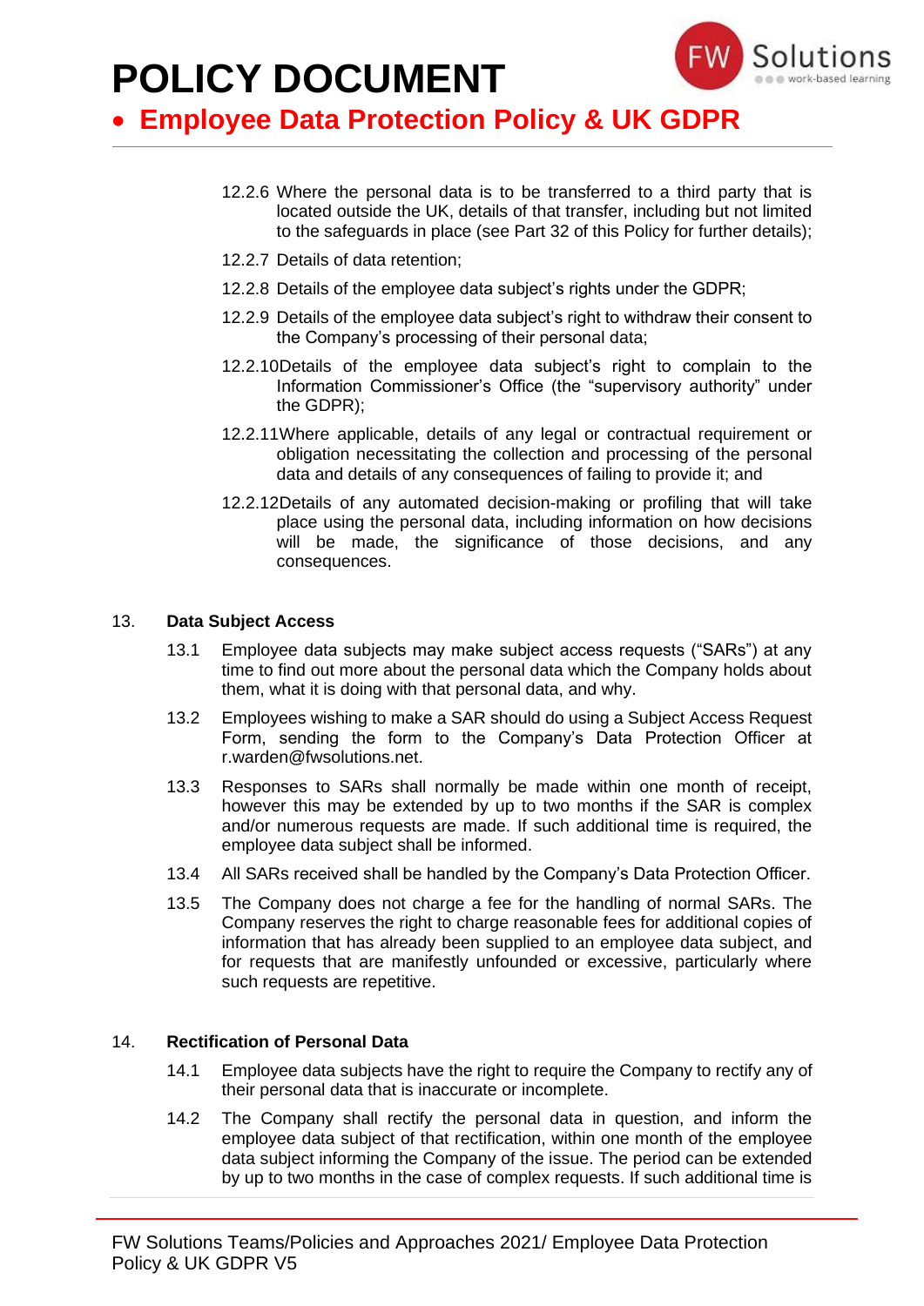12.2.6 Where the personal data is to be transferred to a third party that is located outside the UK, details of that transfer, including but not limited to the safeguards in place (see Part 32 of this Policy for further details);

12.2.7 Details of data retention;

12.2.8 Details of the employee data subject's rights under the GDPR;

12.2.9 Details of the employee data subject's right to withdraw their consent to the Company's processing of their personal data;

12.2.10 Details of the employee data subject's right to complain to the Information Commissioner's Office (the "supervisory authority" under the GDPR);

12.2.11 Where applicable, details of any legal or contractual requirement or obligation necessitating the collection and processing of the personal data and details of any consequences of failing to provide it; and

12.2.12 Details of any automated decision-making or profiling that will take place using the personal data, including information on how decisions will be made, the significance of those decisions, and any consequences.

## 13. Data Subject Access

13.1 Employee data subjects may make subject access requests ("SARs") at any time to find out more about the personal data which the Company holds about them, what it is doing with that personal data, and why.

13.2 Employees wishing to make a SAR should do using a Subject Access Request Form, sending the form to the Company's Data Protection Officer at r.warden@fwsolutions.net.

13.3 Responses to SARs shall normally be made within one month of receipt, however this may be extended by up to two months if the SAR is complex and/or numerous requests are made. If such additional time is required, the employee data subject shall be informed.

13.4 All SARs received shall be handled by the Company's Data Protection Officer.

13.5 The Company does not charge a fee for the handling of normal SARs. The Company reserves the right to charge reasonable fees for additional copies of information that has already been supplied to an employee data subject, and for requests that are manifestly unfounded or excessive, particularly where such requests are repetitive.

## 14. Rectification of Personal Data

14.1 Employee data subjects have the right to require the Company to rectify any of their personal data that is inaccurate or incomplete.

14.2 The Company shall rectify the personal data in question, and inform the employee data subject of that rectification, within one month of the employee data subject informing the Company of the issue. The period can be extended by up to two months in the case of complex requests. If such additional time is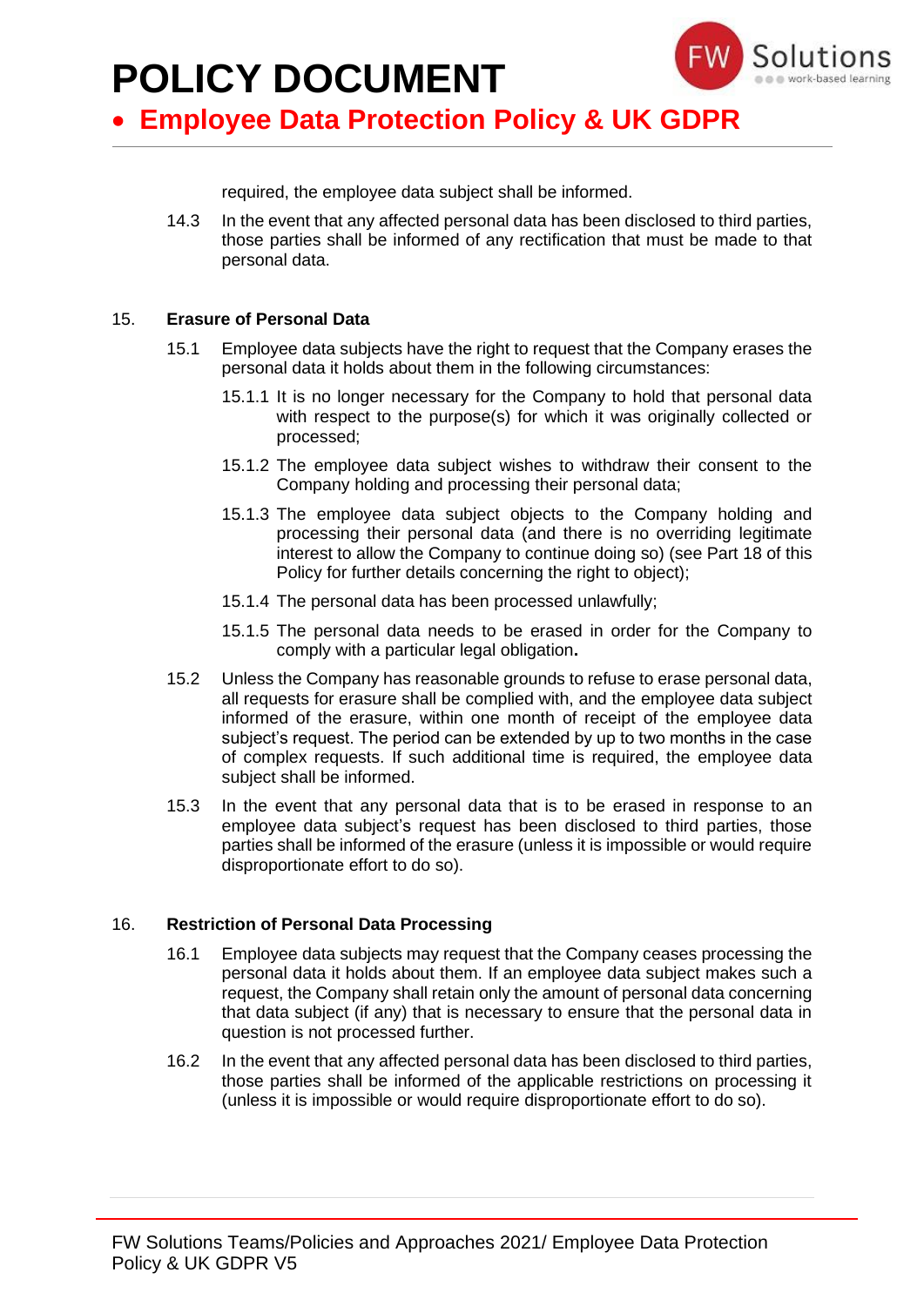required, the employee data subject shall be informed.

14.3 In the event that any affected personal data has been disclosed to third parties, those parties shall be informed of any rectification that must be made to that personal data.

## 15. Erasure of Personal Data

15.1 Employee data subjects have the right to request that the Company erases the personal data it holds about them in the following circumstances:

15.1.1 It is no longer necessary for the Company to hold that personal data with respect to the purpose(s) for which it was originally collected or processed;

15.1.2 The employee data subject wishes to withdraw their consent to the Company holding and processing their personal data;

15.1.3 The employee data subject objects to the Company holding and processing their personal data (and there is no overriding legitimate interest to allow the Company to continue doing so) (see Part 18 of this Policy for further details concerning the right to object);

15.1.4 The personal data has been processed unlawfully;

15.1.5 The personal data needs to be erased in order for the Company to comply with a particular legal obligation.

15.2 Unless the Company has reasonable grounds to refuse to erase personal data, all requests for erasure shall be complied with, and the employee data subject informed of the erasure, within one month of receipt of the employee data subject's request. The period can be extended by up to two months in the case of complex requests. If such additional time is required, the employee data subject shall be informed.

15.3 In the event that any personal data that is to be erased in response to an employee data subject's request has been disclosed to third parties, those parties shall be informed of the erasure (unless it is impossible or would require disproportionate effort to do so).

## 16. Restriction of Personal Data Processing

16.1 Employee data subjects may request that the Company ceases processing the personal data it holds about them. If an employee data subject makes such a request, the Company shall retain only the amount of personal data concerning that data subject (if any) that is necessary to ensure that the personal data in question is not processed further.

16.2 In the event that any affected personal data has been disclosed to third parties, those parties shall be informed of the applicable restrictions on processing it (unless it is impossible or would require disproportionate effort to do so).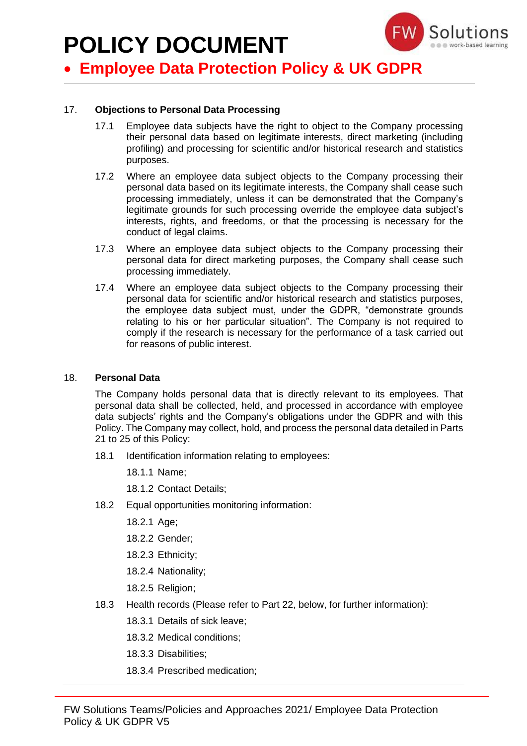## 17. Objections to Personal Data Processing

17.1 Employee data subjects have the right to object to the Company processing their personal data based on legitimate interests, direct marketing (including profiling) and processing for scientific and/or historical research and statistics purposes.

17.2 Where an employee data subject objects to the Company processing their personal data based on its legitimate interests, the Company shall cease such processing immediately, unless it can be demonstrated that the Company's legitimate grounds for such processing override the employee data subject's interests, rights, and freedoms, or that the processing is necessary for the conduct of legal claims.

17.3 Where an employee data subject objects to the Company processing their personal data for direct marketing purposes, the Company shall cease such processing immediately.

17.4 Where an employee data subject objects to the Company processing their personal data for scientific and/or historical research and statistics purposes, the employee data subject must, under the GDPR, "demonstrate grounds relating to his or her particular situation". The Company is not required to comply if the research is necessary for the performance of a task carried out for reasons of public interest.

## 18. Personal Data

The Company holds personal data that is directly relevant to its employees. That personal data shall be collected, held, and processed in accordance with employee data subjects' rights and the Company's obligations under the GDPR and with this Policy. The Company may collect, hold, and process the personal data detailed in Parts 21 to 25 of this Policy:

18.1 Identification information relating to employees:

18.1.1 Name;

18.1.2 Contact Details;

18.2 Equal opportunities monitoring information:

18.2.1 Age;

18.2.2 Gender;

18.2.3 Ethnicity;

18.2.4 Nationality;

18.2.5 Religion;

18.3 Health records (Please refer to Part 22, below, for further information):

18.3.1 Details of sick leave;

18.3.2 Medical conditions;

18.3.3 Disabilities;

18.3.4 Prescribed medication;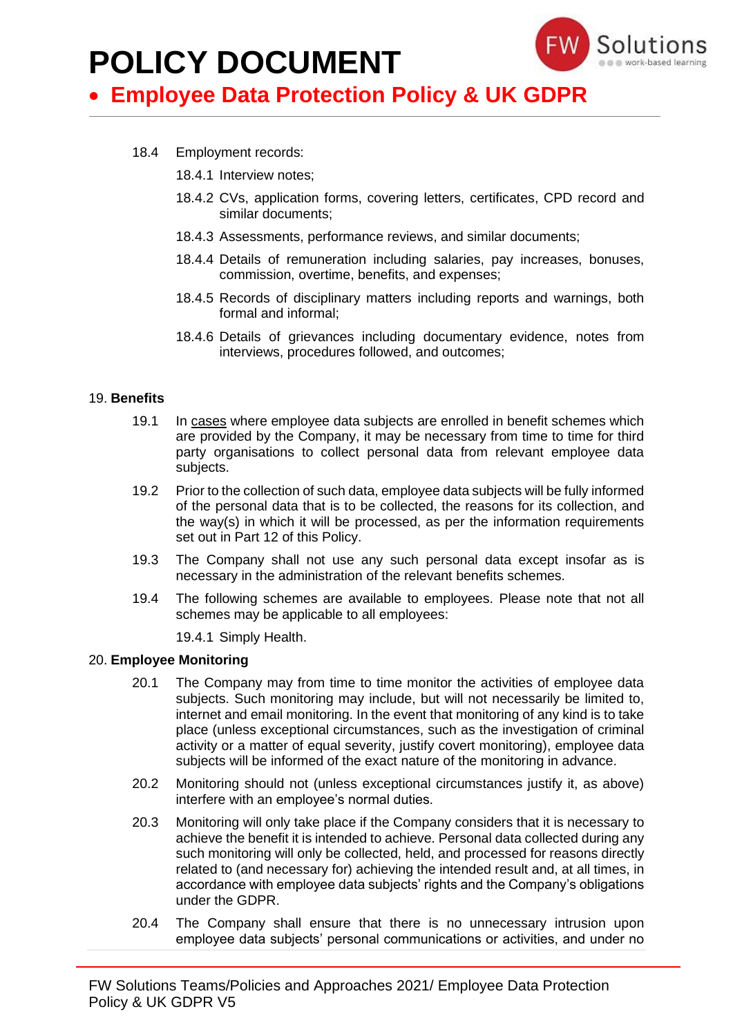18.4 Employment records:

- 18.4.1 Interview notes;
- 18.4.2 CVs, application forms, covering letters, certificates, CPD record and similar documents;
- 18.4.3 Assessments, performance reviews, and similar documents;
- 18.4.4 Details of remuneration including salaries, pay increases, bonuses, commission, overtime, benefits, and expenses;
- 18.4.5 Records of disciplinary matters including reports and warnings, both formal and informal;
- 18.4.6 Details of grievances including documentary evidence, notes from interviews, procedures followed, and outcomes;

## 19. Benefits

19.1 In cases where employee data subjects are enrolled in benefit schemes which are provided by the Company, it may be necessary from time to time for third party organisations to collect personal data from relevant employee data subjects.

19.2 Prior to the collection of such data, employee data subjects will be fully informed of the personal data that is to be collected, the reasons for its collection, and the way(s) in which it will be processed, as per the information requirements set out in Part 12 of this Policy.

19.3 The Company shall not use any such personal data except insofar as is necessary in the administration of the relevant benefits schemes.

19.4 The following schemes are available to employees. Please note that not all schemes may be applicable to all employees:

- 19.4.1 Simply Health.

## 20. Employee Monitoring

20.1 The Company may from time to time monitor the activities of employee data subjects. Such monitoring may include, but will not necessarily be limited to, internet and email monitoring. In the event that monitoring of any kind is to take place (unless exceptional circumstances, such as the investigation of criminal activity or a matter of equal severity, justify covert monitoring), employee data subjects will be informed of the exact nature of the monitoring in advance.

20.2 Monitoring should not (unless exceptional circumstances justify it, as above) interfere with an employee's normal duties.

20.3 Monitoring will only take place if the Company considers that it is necessary to achieve the benefit it is intended to achieve. Personal data collected during any such monitoring will only be collected, held, and processed for reasons directly related to (and necessary for) achieving the intended result and, at all times, in accordance with employee data subjects' rights and the Company's obligations under the GDPR.

20.4 The Company shall ensure that there is no unnecessary intrusion upon employee data subjects' personal communications or activities, and under no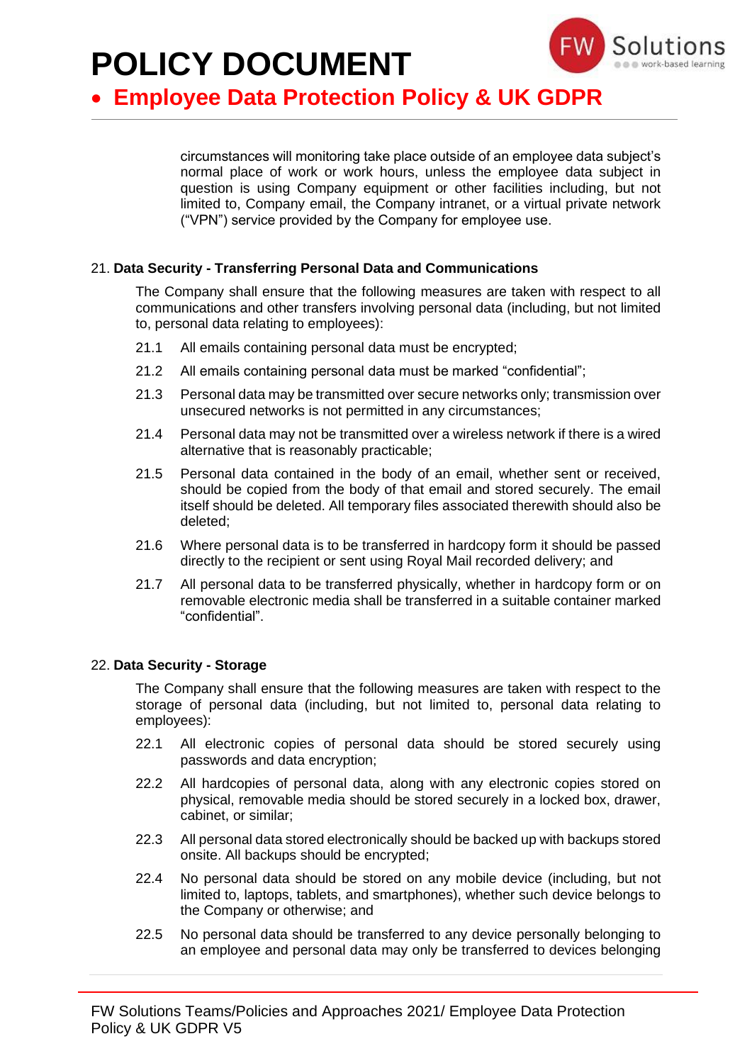circumstances will monitoring take place outside of an employee data subject's normal place of work or work hours, unless the employee data subject in question is using Company equipment or other facilities including, but not limited to, Company email, the Company intranet, or a virtual private network ("VPN") service provided by the Company for employee use.

21. **Data Security - Transferring Personal Data and Communications**

The Company shall ensure that the following measures are taken with respect to all communications and other transfers involving personal data (including, but not limited to, personal data relating to employees):

21.1 All emails containing personal data must be encrypted;

21.2 All emails containing personal data must be marked "confidential";

21.3 Personal data may be transmitted over secure networks only; transmission over unsecured networks is not permitted in any circumstances;

21.4 Personal data may not be transmitted over a wireless network if there is a wired alternative that is reasonably practicable;

21.5 Personal data contained in the body of an email, whether sent or received, should be copied from the body of that email and stored securely. The email itself should be deleted. All temporary files associated therewith should also be deleted;

21.6 Where personal data is to be transferred in hardcopy form it should be passed directly to the recipient or sent using Royal Mail recorded delivery; and

21.7 All personal data to be transferred physically, whether in hardcopy form or on removable electronic media shall be transferred in a suitable container marked "confidential".

22. **Data Security - Storage**

The Company shall ensure that the following measures are taken with respect to the storage of personal data (including, but not limited to, personal data relating to employees):

22.1 All electronic copies of personal data should be stored securely using passwords and data encryption;

22.2 All hardcopies of personal data, along with any electronic copies stored on physical, removable media should be stored securely in a locked box, drawer, cabinet, or similar;

22.3 All personal data stored electronically should be backed up with backups stored onsite. All backups should be encrypted;

22.4 No personal data should be stored on any mobile device (including, but not limited to, laptops, tablets, and smartphones), whether such device belongs to the Company or otherwise; and

22.5 No personal data should be transferred to any device personally belonging to an employee and personal data may only be transferred to devices belonging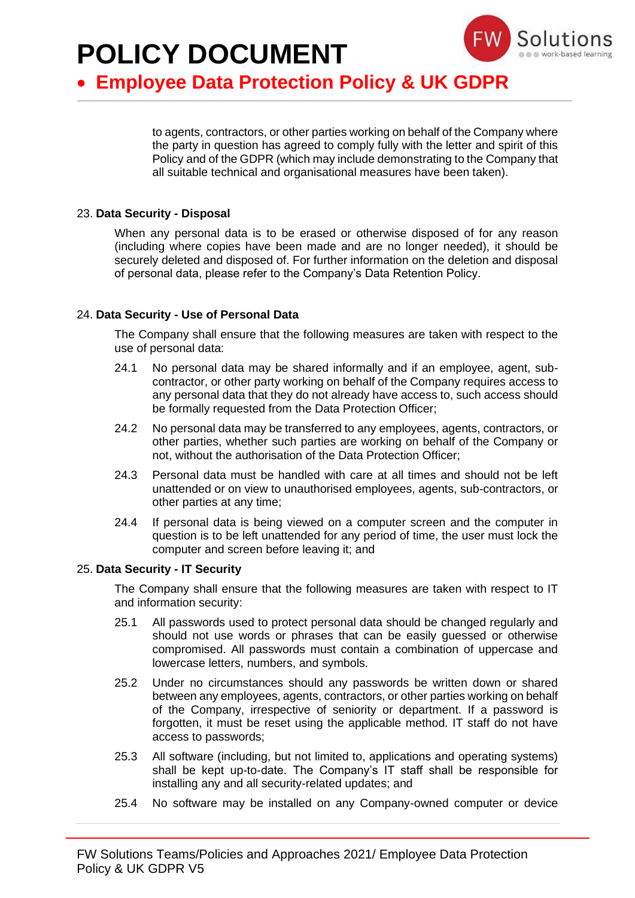to agents, contractors, or other parties working on behalf of the Company where the party in question has agreed to comply fully with the letter and spirit of this Policy and of the GDPR (which may include demonstrating to the Company that all suitable technical and organisational measures have been taken).

23. **Data Security - Disposal**

When any personal data is to be erased or otherwise disposed of for any reason (including where copies have been made and are no longer needed), it should be securely deleted and disposed of. For further information on the deletion and disposal of personal data, please refer to the Company's Data Retention Policy.

24. **Data Security - Use of Personal Data**

The Company shall ensure that the following measures are taken with respect to the use of personal data:

24.1 No personal data may be shared informally and if an employee, agent, sub-contractor, or other party working on behalf of the Company requires access to any personal data that they do not already have access to, such access should be formally requested from the Data Protection Officer;

24.2 No personal data may be transferred to any employees, agents, contractors, or other parties, whether such parties are working on behalf of the Company or not, without the authorisation of the Data Protection Officer;

24.3 Personal data must be handled with care at all times and should not be left unattended or on view to unauthorised employees, agents, sub-contractors, or other parties at any time;

24.4 If personal data is being viewed on a computer screen and the computer in question is to be left unattended for any period of time, the user must lock the computer and screen before leaving it; and

25. **Data Security - IT Security**

The Company shall ensure that the following measures are taken with respect to IT and information security:

25.1 All passwords used to protect personal data should be changed regularly and should not use words or phrases that can be easily guessed or otherwise compromised. All passwords must contain a combination of uppercase and lowercase letters, numbers, and symbols.

25.2 Under no circumstances should any passwords be written down or shared between any employees, agents, contractors, or other parties working on behalf of the Company, irrespective of seniority or department. If a password is forgotten, it must be reset using the applicable method. IT staff do not have access to passwords;

25.3 All software (including, but not limited to, applications and operating systems) shall be kept up-to-date. The Company's IT staff shall be responsible for installing any and all security-related updates; and

25.4 No software may be installed on any Company-owned computer or device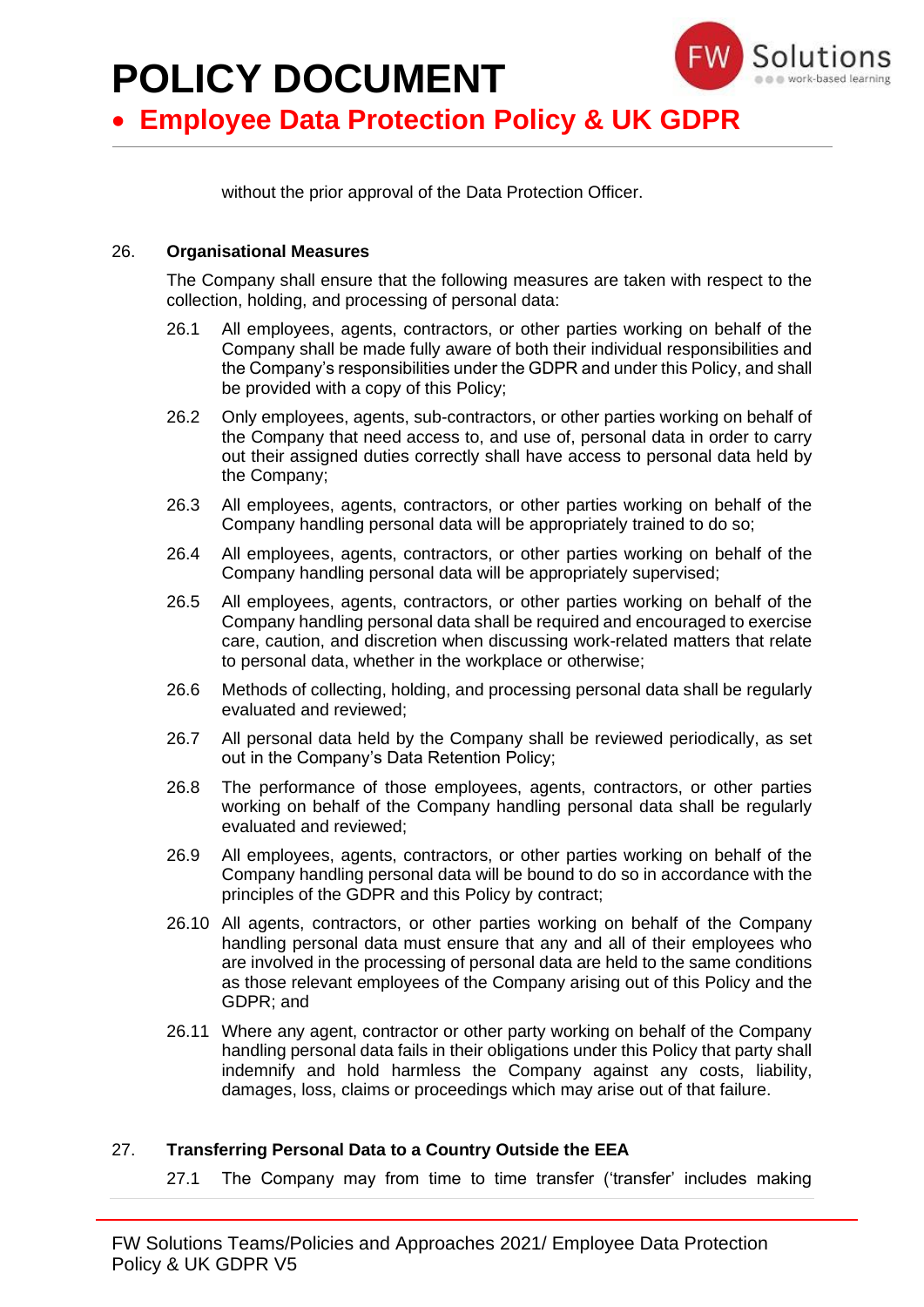without the prior approval of the Data Protection Officer.

## 26. Organisational Measures

The Company shall ensure that the following measures are taken with respect to the collection, holding, and processing of personal data:

26.1 All employees, agents, contractors, or other parties working on behalf of the Company shall be made fully aware of both their individual responsibilities and the Company's responsibilities under the GDPR and under this Policy, and shall be provided with a copy of this Policy;

26.2 Only employees, agents, sub-contractors, or other parties working on behalf of the Company that need access to, and use of, personal data in order to carry out their assigned duties correctly shall have access to personal data held by the Company;

26.3 All employees, agents, contractors, or other parties working on behalf of the Company handling personal data will be appropriately trained to do so;

26.4 All employees, agents, contractors, or other parties working on behalf of the Company handling personal data will be appropriately supervised;

26.5 All employees, agents, contractors, or other parties working on behalf of the Company handling personal data shall be required and encouraged to exercise care, caution, and discretion when discussing work-related matters that relate to personal data, whether in the workplace or otherwise;

26.6 Methods of collecting, holding, and processing personal data shall be regularly evaluated and reviewed;

26.7 All personal data held by the Company shall be reviewed periodically, as set out in the Company's Data Retention Policy;

26.8 The performance of those employees, agents, contractors, or other parties working on behalf of the Company handling personal data shall be regularly evaluated and reviewed;

26.9 All employees, agents, contractors, or other parties working on behalf of the Company handling personal data will be bound to do so in accordance with the principles of the GDPR and this Policy by contract;

26.10 All agents, contractors, or other parties working on behalf of the Company handling personal data must ensure that any and all of their employees who are involved in the processing of personal data are held to the same conditions as those relevant employees of the Company arising out of this Policy and the GDPR; and

26.11 Where any agent, contractor or other party working on behalf of the Company handling personal data fails in their obligations under this Policy that party shall indemnify and hold harmless the Company against any costs, liability, damages, loss, claims or proceedings which may arise out of that failure.

## 27. Transferring Personal Data to a Country Outside the EEA

27.1 The Company may from time to time transfer ('transfer' includes making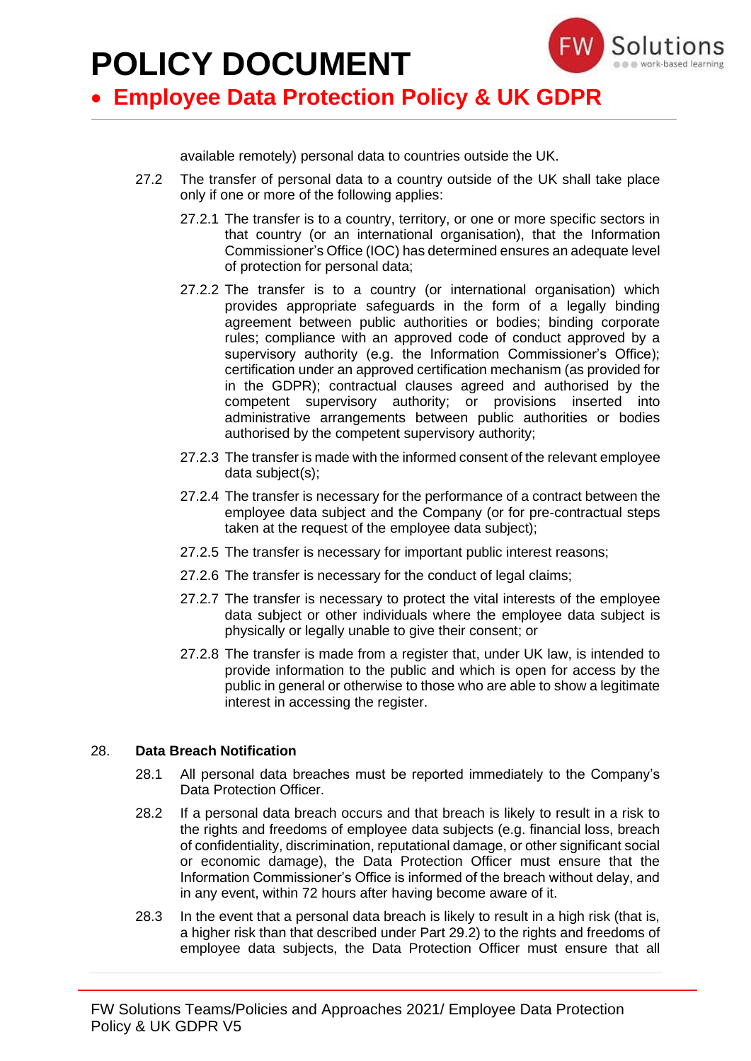available remotely) personal data to countries outside the UK.

27.2 The transfer of personal data to a country outside of the UK shall take place only if one or more of the following applies:

27.2.1 The transfer is to a country, territory, or one or more specific sectors in that country (or an international organisation), that the Information Commissioner's Office (IOC) has determined ensures an adequate level of protection for personal data;

27.2.2 The transfer is to a country (or international organisation) which provides appropriate safeguards in the form of a legally binding agreement between public authorities or bodies; binding corporate rules; compliance with an approved code of conduct approved by a supervisory authority (e.g. the Information Commissioner's Office); certification under an approved certification mechanism (as provided for in the GDPR); contractual clauses agreed and authorised by the competent supervisory authority; or provisions inserted into administrative arrangements between public authorities or bodies authorised by the competent supervisory authority;

27.2.3 The transfer is made with the informed consent of the relevant employee data subject(s);

27.2.4 The transfer is necessary for the performance of a contract between the employee data subject and the Company (or for pre-contractual steps taken at the request of the employee data subject);

27.2.5 The transfer is necessary for important public interest reasons;

27.2.6 The transfer is necessary for the conduct of legal claims;

27.2.7 The transfer is necessary to protect the vital interests of the employee data subject or other individuals where the employee data subject is physically or legally unable to give their consent; or

27.2.8 The transfer is made from a register that, under UK law, is intended to provide information to the public and which is open for access by the public in general or otherwise to those who are able to show a legitimate interest in accessing the register.

## 28. Data Breach Notification

28.1 All personal data breaches must be reported immediately to the Company's Data Protection Officer.

28.2 If a personal data breach occurs and that breach is likely to result in a risk to the rights and freedoms of employee data subjects (e.g. financial loss, breach of confidentiality, discrimination, reputational damage, or other significant social or economic damage), the Data Protection Officer must ensure that the Information Commissioner's Office is informed of the breach without delay, and in any event, within 72 hours after having become aware of it.

28.3 In the event that a personal data breach is likely to result in a high risk (that is, a higher risk than that described under Part 29.2) to the rights and freedoms of employee data subjects, the Data Protection Officer must ensure that all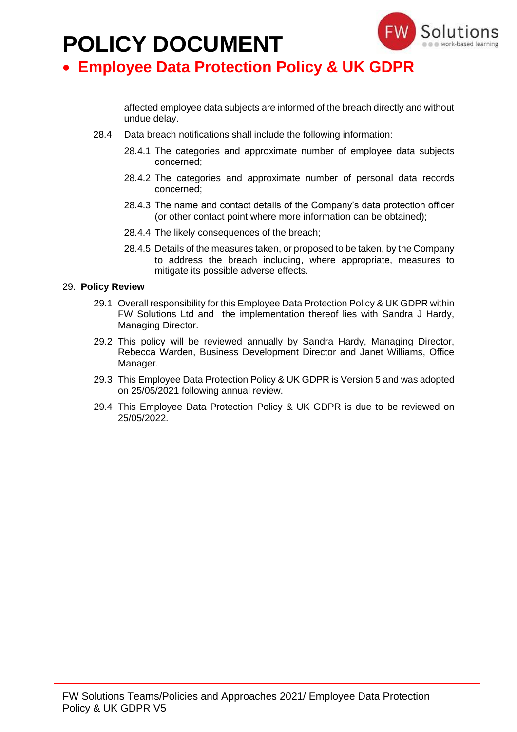affected employee data subjects are informed of the breach directly and without undue delay.

28.4 Data breach notifications shall include the following information:

28.4.1 The categories and approximate number of employee data subjects concerned;

28.4.2 The categories and approximate number of personal data records concerned;

28.4.3 The name and contact details of the Company's data protection officer (or other contact point where more information can be obtained);

28.4.4 The likely consequences of the breach;

28.4.5 Details of the measures taken, or proposed to be taken, by the Company to address the breach including, where appropriate, measures to mitigate its possible adverse effects.

29. **Policy Review**

29.1 Overall responsibility for this Employee Data Protection Policy & UK GDPR within FW Solutions Ltd and the implementation thereof lies with Sandra J Hardy, Managing Director.

29.2 This policy will be reviewed annually by Sandra Hardy, Managing Director, Rebecca Warden, Business Development Director and Janet Williams, Office Manager.

29.3 This Employee Data Protection Policy & UK GDPR is Version 5 and was adopted on 25/05/2021 following annual review.

29.4 This Employee Data Protection Policy & UK GDPR is due to be reviewed on 25/05/2022.